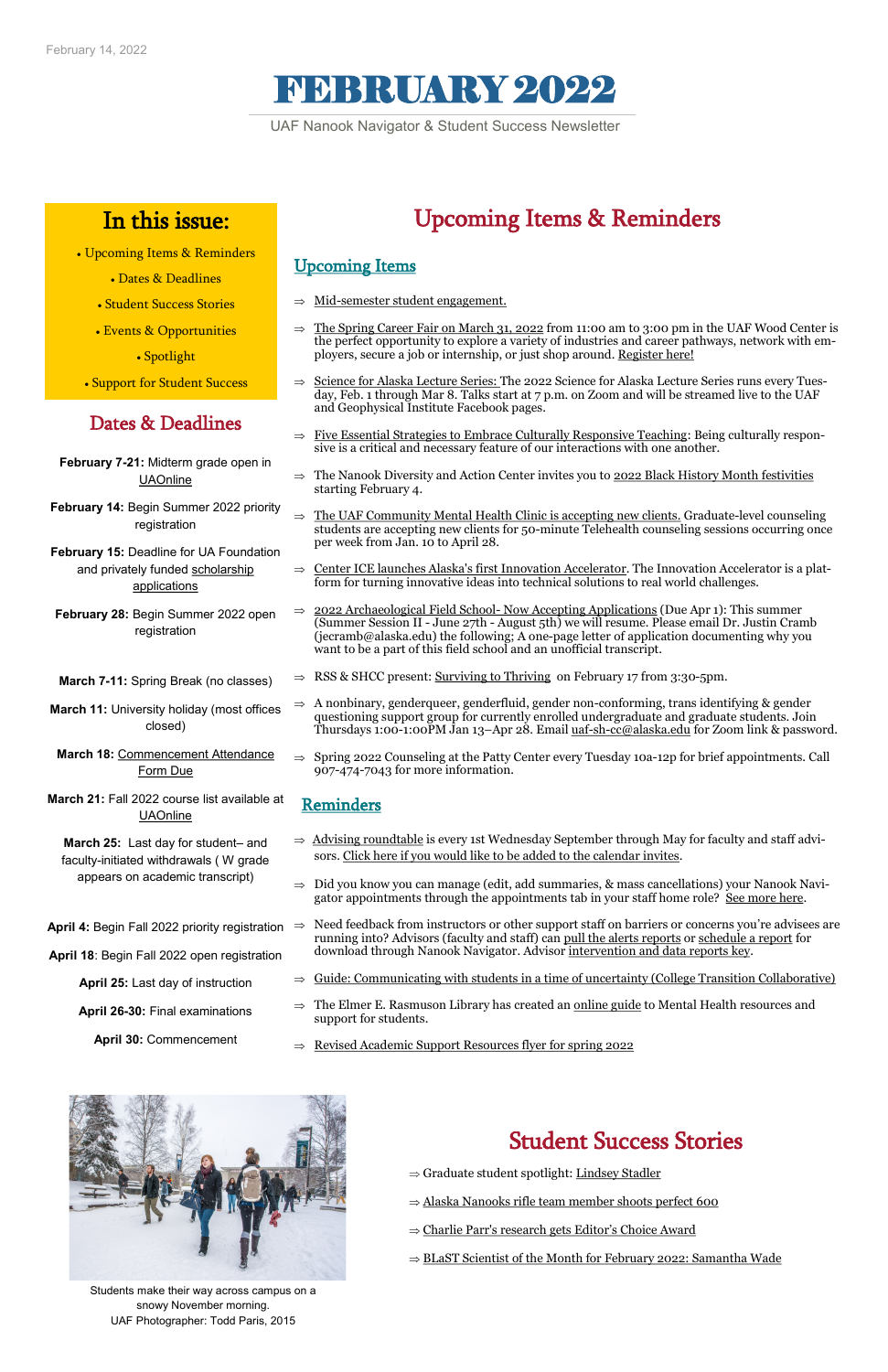February 14, 2022

# FEBRUARY 2022

UAF Nanook Navigator & Student Success Newsletter

## In this issue:

- Upcoming Items & Reminders
- Dates & Deadlines
- Student Success Stories
- Events & Opportunities
- Spotlight
- Support for Student Success

## Dates & Deadlines

**February 7-21:** Midterm grade open in UAOnline

**February 14:** Begin Summer 2022 priority registration

**February 15:** Deadline for UA Foundation and privately funded scholarship applications

**February 28:** Begin Summer 2022 open registration

**March 7-11:** Spring Break (no classes)

**March 11:** University holiday (most offices closed)

**March 18:** Commencement Attendance Form Due

**March 21:** Fall 2022 course list available at UAOnline

**March 25:** Last day for student– and faculty-initiated withdrawals ( W grade appears on academic transcript)

**April 4:** Begin Fall 2022 priority registration

**April 18**: Begin Fall 2022 open registration

**April 25:** Last day of instruction

**April 26-30:** Final examinations

**April 30:** Commencement

Students make their way across campus on a snowy November morning.
UAF Photographer: Todd Paris, 2015

## Upcoming Items & Reminders

### Upcoming Items

⇒ Mid-semester student engagement.

⇒ The Spring Career Fair on March 31, 2022 from 11:00 am to 3:00 pm in the UAF Wood Center is the perfect opportunity to explore a variety of industries and career pathways, network with employers, secure a job or internship, or just shop around. Register here!

⇒ Science for Alaska Lecture Series: The 2022 Science for Alaska Lecture Series runs every Tuesday, Feb. 1 through Mar 8. Talks start at 7 p.m. on Zoom and will be streamed live to the UAF and Geophysical Institute Facebook pages.

⇒ Five Essential Strategies to Embrace Culturally Responsive Teaching: Being culturally responsive is a critical and necessary feature of our interactions with one another.

⇒ The Nanook Diversity and Action Center invites you to 2022 Black History Month festivities starting February 4.

⇒ The UAF Community Mental Health Clinic is accepting new clients. Graduate-level counseling students are accepting new clients for 50-minute Telehealth counseling sessions occurring once per week from Jan. 10 to April 28.

⇒ Center ICE launches Alaska's first Innovation Accelerator. The Innovation Accelerator is a platform for turning innovative ideas into technical solutions to real world challenges.

⇒ 2022 Archaeological Field School- Now Accepting Applications (Due Apr 1): This summer (Summer Session II - June 27th - August 5th) we will resume. Please email Dr. Justin Cramb (jecramb@alaska.edu) the following; A one-page letter of application documenting why you want to be a part of this field school and an unofficial transcript.

⇒ RSS & SHCC present: Surviving to Thriving on February 17 from 3:30-5pm.

⇒ A nonbinary, genderqueer, genderfluid, gender non-conforming, trans identifying & gender questioning support group for currently enrolled undergraduate and graduate students. Join Thursdays 1:00-1:00PM Jan 13–Apr 28. Email uaf-sh-cc@alaska.edu for Zoom link & password.

⇒ Spring 2022 Counseling at the Patty Center every Tuesday 10a-12p for brief appointments. Call 907-474-7043 for more information.

### Reminders

⇒ Advising roundtable is every 1st Wednesday September through May for faculty and staff advisors. Click here if you would like to be added to the calendar invites.

⇒ Did you know you can manage (edit, add summaries, & mass cancellations) your Nanook Navigator appointments through the appointments tab in your staff home role? See more here.

⇒ Need feedback from instructors or other support staff on barriers or concerns you're advisees are running into? Advisors (faculty and staff) can pull the alerts reports or schedule a report for download through Nanook Navigator. Advisor intervention and data reports key.

⇒ Guide: Communicating with students in a time of uncertainty (College Transition Collaborative)

⇒ The Elmer E. Rasmuson Library has created an online guide to Mental Health resources and support for students.

⇒ Revised Academic Support Resources flyer for spring 2022

## Student Success Stories

⇒ Graduate student spotlight: Lindsey Stadler

⇒ Alaska Nanooks rifle team member shoots perfect 600

⇒ Charlie Parr's research gets Editor's Choice Award

⇒ BLaST Scientist of the Month for February 2022: Samantha Wade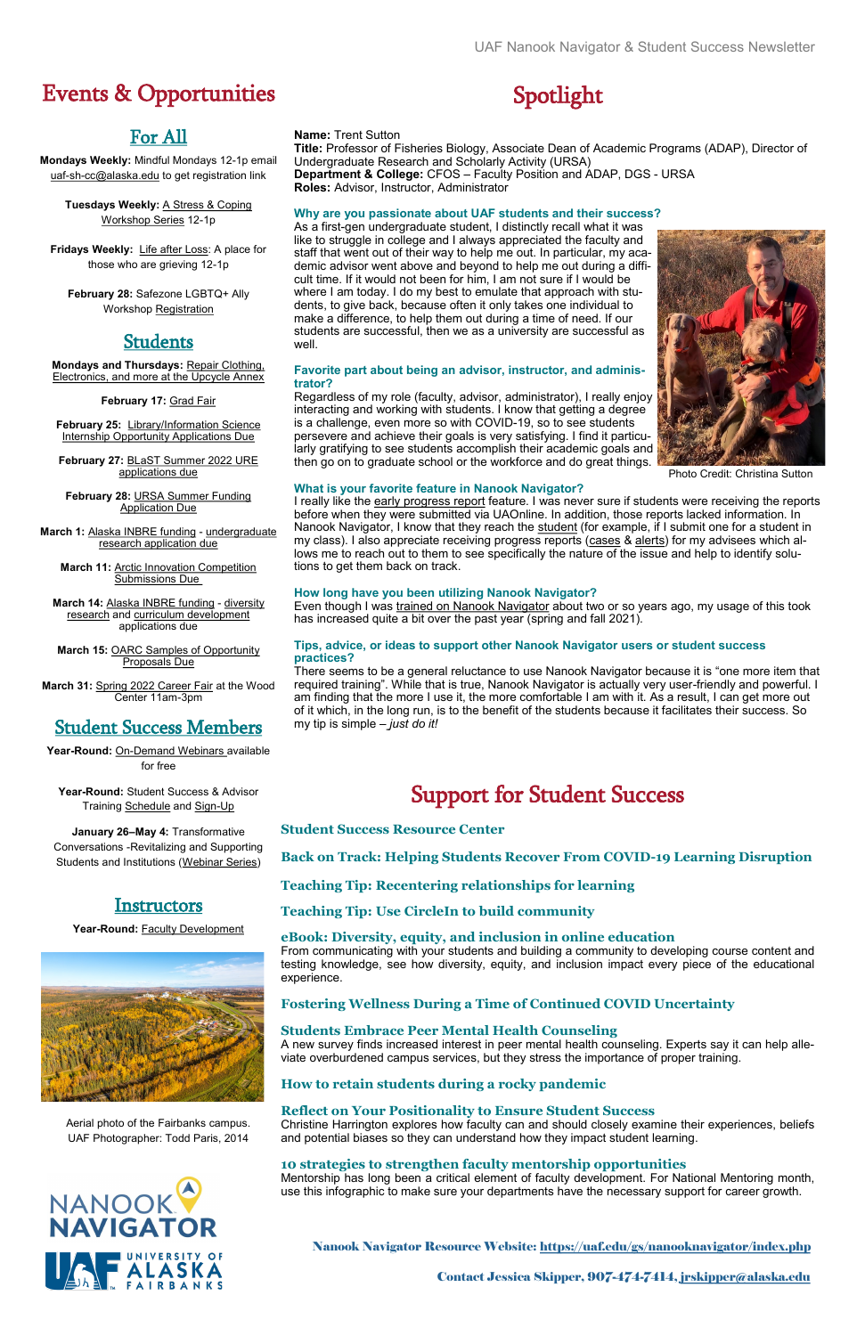# Events & Opportunities

## For All

**Mondays Weekly:** Mindful Mondays 12-1p email uaf-sh-cc@alaska.edu to get registration link

**Tuesdays Weekly:** A Stress & Coping Workshop Series 12-1p

**Fridays Weekly:** Life after Loss: A place for those who are grieving 12-1p

**February 28:** Safezone LGBTQ+ Ally Workshop Registration

## Students

**Mondays and Thursdays:** Repair Clothing, Electronics, and more at the Upcycle Annex

**February 17:** Grad Fair

**February 25:** Library/Information Science Internship Opportunity Applications Due

**February 27:** BLaST Summer 2022 URE applications due

**February 28:** URSA Summer Funding Application Due

**March 1:** Alaska INBRE funding - undergraduate research application due

**March 11:** Arctic Innovation Competition Submissions Due

**March 14:** Alaska INBRE funding - diversity research and curriculum development applications due

**March 15:** OARC Samples of Opportunity Proposals Due

**March 31:** Spring 2022 Career Fair at the Wood Center 11am-3pm

## Student Success Members

**Year-Round:** On-Demand Webinars available for free

**Year-Round:** Student Success & Advisor Training Schedule and Sign-Up

**January 26–May 4:** Transformative Conversations -Revitalizing and Supporting Students and Institutions (Webinar Series)

## Instructors

**Year-Round:** Faculty Development

Aerial photo of the Fairbanks campus. UAF Photographer: Todd Paris, 2014

# Spotlight

**Name:** Trent Sutton
**Title:** Professor of Fisheries Biology, Associate Dean of Academic Programs (ADAP), Director of Undergraduate Research and Scholarly Activity (URSA)
**Department & College:** CFOS – Faculty Position and ADAP, DGS - URSA
**Roles:** Advisor, Instructor, Administrator

### Why are you passionate about UAF students and their success?

As a first-gen undergraduate student, I distinctly recall what it was like to struggle in college and I always appreciated the faculty and staff that went out of their way to help me out. In particular, my academic advisor went above and beyond to help me out during a difficult time. If it would not been for him, I am not sure if I would be where I am today. I do my best to emulate that approach with students, to give back, because often it only takes one individual to make a difference, to help them out during a time of need. If our students are successful, then we as a university are successful as well.

### Favorite part about being an advisor, instructor, and administrator?

Regardless of my role (faculty, advisor, administrator), I really enjoy interacting and working with students. I know that getting a degree is a challenge, even more so with COVID-19, so to see students persevere and achieve their goals is very satisfying. I find it particularly gratifying to see students accomplish their academic goals and then go on to graduate school or the workforce and do great things.

Photo Credit: Christina Sutton

### What is your favorite feature in Nanook Navigator?

I really like the early progress report feature. I was never sure if students were receiving the reports before when they were submitted via UAOnline. In addition, those reports lacked information. In Nanook Navigator, I know that they reach the student (for example, if I submit one for a student in my class). I also appreciate receiving progress reports (cases & alerts) for my advisees which allows me to reach out to them to see specifically the nature of the issue and help to identify solutions to get them back on track.

### How long have you been utilizing Nanook Navigator?

Even though I was trained on Nanook Navigator about two or so years ago, my usage of this took has increased quite a bit over the past year (spring and fall 2021).

### Tips, advice, or ideas to support other Nanook Navigator users or student success practices?

There seems to be a general reluctance to use Nanook Navigator because it is "one more item that required training". While that is true, Nanook Navigator is actually very user-friendly and powerful. I am finding that the more I use it, the more comfortable I am with it. As a result, I can get more out of it which, in the long run, is to the benefit of the students because it facilitates their success. So my tip is simple – *just do it!*

# Support for Student Success

**Student Success Resource Center**

**Back on Track: Helping Students Recover From COVID-19 Learning Disruption**

**Teaching Tip: Recentering relationships for learning**

**Teaching Tip: Use CircleIn to build community**

**eBook: Diversity, equity, and inclusion in online education**

From communicating with your students and building a community to developing course content and testing knowledge, see how diversity, equity, and inclusion impact every piece of the educational experience.

**Fostering Wellness During a Time of Continued COVID Uncertainty**

**Students Embrace Peer Mental Health Counseling**

A new survey finds increased interest in peer mental health counseling. Experts say it can help alleviate overburdened campus services, but they stress the importance of proper training.

**How to retain students during a rocky pandemic**

**Reflect on Your Positionality to Ensure Student Success**

Christine Harrington explores how faculty can and should closely examine their experiences, beliefs and potential biases so they can understand how they impact student learning.

**10 strategies to strengthen faculty mentorship opportunities**

Mentorship has long been a critical element of faculty development. For National Mentoring month, use this infographic to make sure your departments have the necessary support for career growth.

**Nanook Navigator Resource Website: https://uaf.edu/gs/nanooknavigator/index.php**

**Contact Jessica Skipper, 907-474-7414, jrskipper@alaska.edu**

NANOOK NAVIGATOR

UAF UNIVERSITY OF ALASKA FAIRBANKS